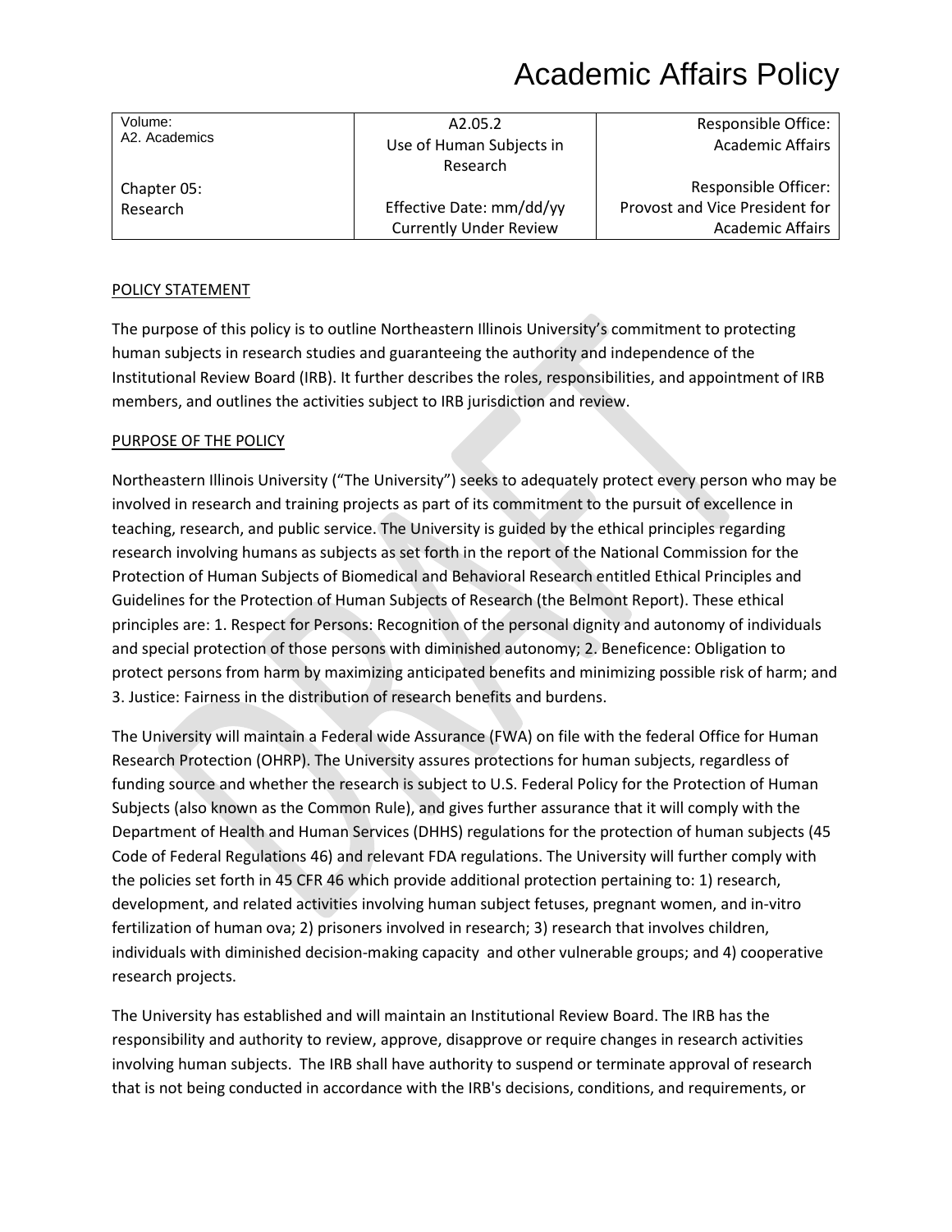# Academic Affairs Policy

| Volume: A2. Academics | A2.05.2 Use of Human Subjects in Research | Responsible Office: Academic Affairs |
| --- | --- | --- |
| Chapter 05: Research | Effective Date: mm/dd/yy Currently Under Review | Responsible Officer: Provost and Vice President for Academic Affairs |

## POLICY STATEMENT

The purpose of this policy is to outline Northeastern Illinois University's commitment to protecting human subjects in research studies and guaranteeing the authority and independence of the Institutional Review Board (IRB). It further describes the roles, responsibilities, and appointment of IRB members, and outlines the activities subject to IRB jurisdiction and review.

## PURPOSE OF THE POLICY

Northeastern Illinois University ("The University") seeks to adequately protect every person who may be involved in research and training projects as part of its commitment to the pursuit of excellence in teaching, research, and public service. The University is guided by the ethical principles regarding research involving humans as subjects as set forth in the report of the National Commission for the Protection of Human Subjects of Biomedical and Behavioral Research entitled Ethical Principles and Guidelines for the Protection of Human Subjects of Research (the Belmont Report). These ethical principles are: 1. Respect for Persons: Recognition of the personal dignity and autonomy of individuals and special protection of those persons with diminished autonomy; 2. Beneficence: Obligation to protect persons from harm by maximizing anticipated benefits and minimizing possible risk of harm; and 3. Justice: Fairness in the distribution of research benefits and burdens.

The University will maintain a Federal wide Assurance (FWA) on file with the federal Office for Human Research Protection (OHRP). The University assures protections for human subjects, regardless of funding source and whether the research is subject to U.S. Federal Policy for the Protection of Human Subjects (also known as the Common Rule), and gives further assurance that it will comply with the Department of Health and Human Services (DHHS) regulations for the protection of human subjects (45 Code of Federal Regulations 46) and relevant FDA regulations. The University will further comply with the policies set forth in 45 CFR 46 which provide additional protection pertaining to: 1) research, development, and related activities involving human subject fetuses, pregnant women, and in-vitro fertilization of human ova; 2) prisoners involved in research; 3) research that involves children, individuals with diminished decision-making capacity and other vulnerable groups; and 4) cooperative research projects.

The University has established and will maintain an Institutional Review Board. The IRB has the responsibility and authority to review, approve, disapprove or require changes in research activities involving human subjects. The IRB shall have authority to suspend or terminate approval of research that is not being conducted in accordance with the IRB's decisions, conditions, and requirements, or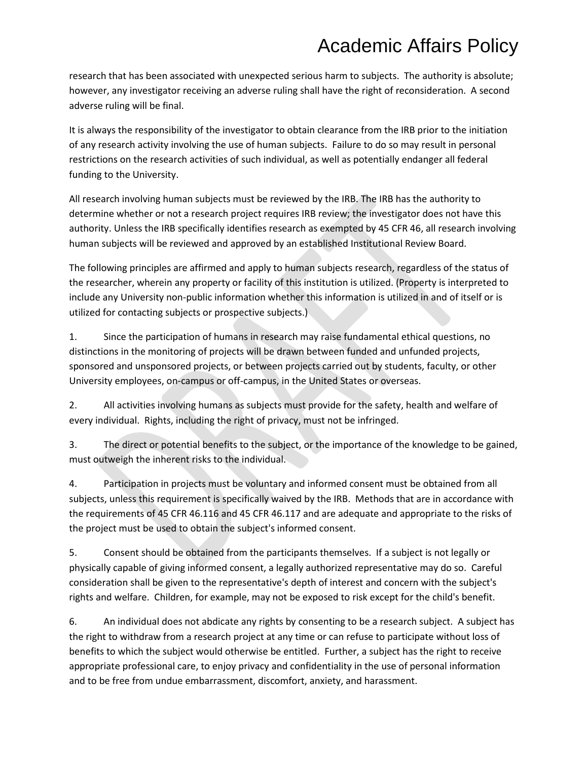research that has been associated with unexpected serious harm to subjects. The authority is absolute; however, any investigator receiving an adverse ruling shall have the right of reconsideration. A second adverse ruling will be final.

It is always the responsibility of the investigator to obtain clearance from the IRB prior to the initiation of any research activity involving the use of human subjects. Failure to do so may result in personal restrictions on the research activities of such individual, as well as potentially endanger all federal funding to the University.

All research involving human subjects must be reviewed by the IRB. The IRB has the authority to determine whether or not a research project requires IRB review; the investigator does not have this authority. Unless the IRB specifically identifies research as exempted by 45 CFR 46, all research involving human subjects will be reviewed and approved by an established Institutional Review Board.

The following principles are affirmed and apply to human subjects research, regardless of the status of the researcher, wherein any property or facility of this institution is utilized. (Property is interpreted to include any University non-public information whether this information is utilized in and of itself or is utilized for contacting subjects or prospective subjects.)

1. Since the participation of humans in research may raise fundamental ethical questions, no distinctions in the monitoring of projects will be drawn between funded and unfunded projects, sponsored and unsponsored projects, or between projects carried out by students, faculty, or other University employees, on-campus or off-campus, in the United States or overseas.

2. All activities involving humans as subjects must provide for the safety, health and welfare of every individual. Rights, including the right of privacy, must not be infringed.

3. The direct or potential benefits to the subject, or the importance of the knowledge to be gained, must outweigh the inherent risks to the individual.

4. Participation in projects must be voluntary and informed consent must be obtained from all subjects, unless this requirement is specifically waived by the IRB. Methods that are in accordance with the requirements of 45 CFR 46.116 and 45 CFR 46.117 and are adequate and appropriate to the risks of the project must be used to obtain the subject's informed consent.

5. Consent should be obtained from the participants themselves. If a subject is not legally or physically capable of giving informed consent, a legally authorized representative may do so. Careful consideration shall be given to the representative's depth of interest and concern with the subject's rights and welfare. Children, for example, may not be exposed to risk except for the child's benefit.

6. An individual does not abdicate any rights by consenting to be a research subject. A subject has the right to withdraw from a research project at any time or can refuse to participate without loss of benefits to which the subject would otherwise be entitled. Further, a subject has the right to receive appropriate professional care, to enjoy privacy and confidentiality in the use of personal information and to be free from undue embarrassment, discomfort, anxiety, and harassment.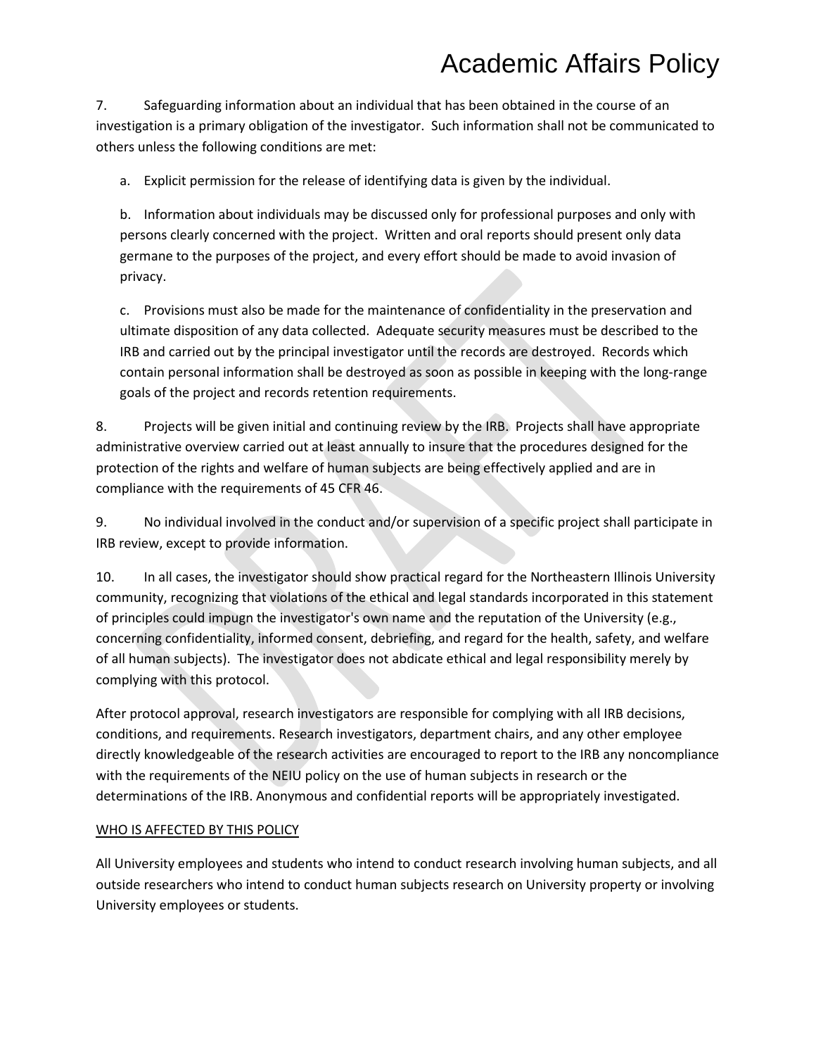7. Safeguarding information about an individual that has been obtained in the course of an investigation is a primary obligation of the investigator. Such information shall not be communicated to others unless the following conditions are met:

   a. Explicit permission for the release of identifying data is given by the individual.

   b. Information about individuals may be discussed only for professional purposes and only with persons clearly concerned with the project. Written and oral reports should present only data germane to the purposes of the project, and every effort should be made to avoid invasion of privacy.

   c. Provisions must also be made for the maintenance of confidentiality in the preservation and ultimate disposition of any data collected. Adequate security measures must be described to the IRB and carried out by the principal investigator until the records are destroyed. Records which contain personal information shall be destroyed as soon as possible in keeping with the long-range goals of the project and records retention requirements.

8. Projects will be given initial and continuing review by the IRB. Projects shall have appropriate administrative overview carried out at least annually to insure that the procedures designed for the protection of the rights and welfare of human subjects are being effectively applied and are in compliance with the requirements of 45 CFR 46.

9. No individual involved in the conduct and/or supervision of a specific project shall participate in IRB review, except to provide information.

10. In all cases, the investigator should show practical regard for the Northeastern Illinois University community, recognizing that violations of the ethical and legal standards incorporated in this statement of principles could impugn the investigator's own name and the reputation of the University (e.g., concerning confidentiality, informed consent, debriefing, and regard for the health, safety, and welfare of all human subjects). The investigator does not abdicate ethical and legal responsibility merely by complying with this protocol.

After protocol approval, research investigators are responsible for complying with all IRB decisions, conditions, and requirements. Research investigators, department chairs, and any other employee directly knowledgeable of the research activities are encouraged to report to the IRB any noncompliance with the requirements of the NEIU policy on the use of human subjects in research or the determinations of the IRB. Anonymous and confidential reports will be appropriately investigated.

<u>WHO IS AFFECTED BY THIS POLICY</u>

All University employees and students who intend to conduct research involving human subjects, and all outside researchers who intend to conduct human subjects research on University property or involving University employees or students.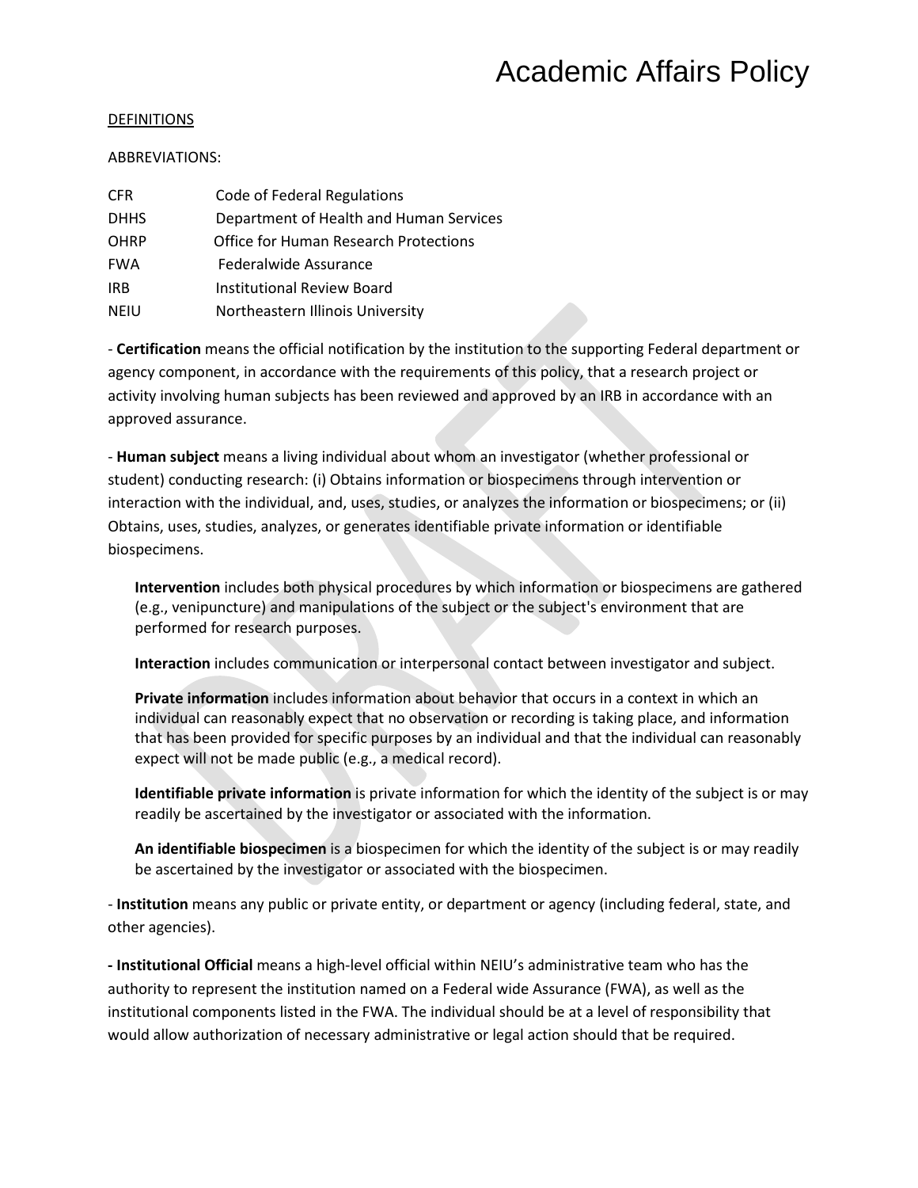DEFINITIONS

ABBREVIATIONS:

| | |
|---|---|
| CFR | Code of Federal Regulations |
| DHHS | Department of Health and Human Services |
| OHRP | Office for Human Research Protections |
| FWA | Federalwide Assurance |
| IRB | Institutional Review Board |
| NEIU | Northeastern Illinois University |

- **Certification** means the official notification by the institution to the supporting Federal department or agency component, in accordance with the requirements of this policy, that a research project or activity involving human subjects has been reviewed and approved by an IRB in accordance with an approved assurance.

- **Human subject** means a living individual about whom an investigator (whether professional or student) conducting research: (i) Obtains information or biospecimens through intervention or interaction with the individual, and, uses, studies, or analyzes the information or biospecimens; or (ii) Obtains, uses, studies, analyzes, or generates identifiable private information or identifiable biospecimens.

  **Intervention** includes both physical procedures by which information or biospecimens are gathered (e.g., venipuncture) and manipulations of the subject or the subject's environment that are performed for research purposes.

  **Interaction** includes communication or interpersonal contact between investigator and subject.

  **Private information** includes information about behavior that occurs in a context in which an individual can reasonably expect that no observation or recording is taking place, and information that has been provided for specific purposes by an individual and that the individual can reasonably expect will not be made public (e.g., a medical record).

  **Identifiable private information** is private information for which the identity of the subject is or may readily be ascertained by the investigator or associated with the information.

  **An identifiable biospecimen** is a biospecimen for which the identity of the subject is or may readily be ascertained by the investigator or associated with the biospecimen.

- **Institution** means any public or private entity, or department or agency (including federal, state, and other agencies).

**- Institutional Official** means a high-level official within NEIU's administrative team who has the authority to represent the institution named on a Federal wide Assurance (FWA), as well as the institutional components listed in the FWA. The individual should be at a level of responsibility that would allow authorization of necessary administrative or legal action should that be required.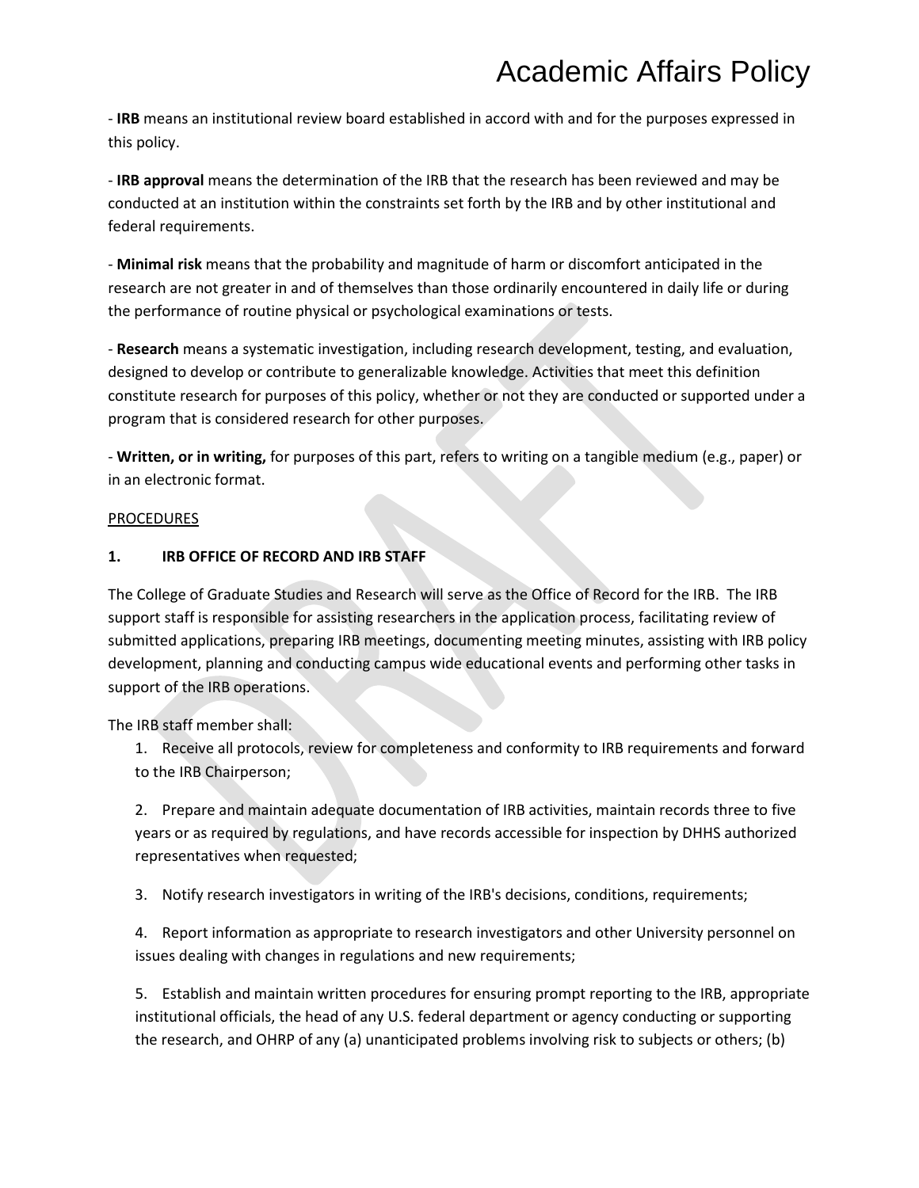- **IRB** means an institutional review board established in accord with and for the purposes expressed in this policy.

- **IRB approval** means the determination of the IRB that the research has been reviewed and may be conducted at an institution within the constraints set forth by the IRB and by other institutional and federal requirements.

- **Minimal risk** means that the probability and magnitude of harm or discomfort anticipated in the research are not greater in and of themselves than those ordinarily encountered in daily life or during the performance of routine physical or psychological examinations or tests.

- **Research** means a systematic investigation, including research development, testing, and evaluation, designed to develop or contribute to generalizable knowledge. Activities that meet this definition constitute research for purposes of this policy, whether or not they are conducted or supported under a program that is considered research for other purposes.

- **Written, or in writing,** for purposes of this part, refers to writing on a tangible medium (e.g., paper) or in an electronic format.

PROCEDURES

**1. IRB OFFICE OF RECORD AND IRB STAFF**

The College of Graduate Studies and Research will serve as the Office of Record for the IRB. The IRB support staff is responsible for assisting researchers in the application process, facilitating review of submitted applications, preparing IRB meetings, documenting meeting minutes, assisting with IRB policy development, planning and conducting campus wide educational events and performing other tasks in support of the IRB operations.

The IRB staff member shall:

1. Receive all protocols, review for completeness and conformity to IRB requirements and forward to the IRB Chairperson;

2. Prepare and maintain adequate documentation of IRB activities, maintain records three to five years or as required by regulations, and have records accessible for inspection by DHHS authorized representatives when requested;

3. Notify research investigators in writing of the IRB's decisions, conditions, requirements;

4. Report information as appropriate to research investigators and other University personnel on issues dealing with changes in regulations and new requirements;

5. Establish and maintain written procedures for ensuring prompt reporting to the IRB, appropriate institutional officials, the head of any U.S. federal department or agency conducting or supporting the research, and OHRP of any (a) unanticipated problems involving risk to subjects or others; (b)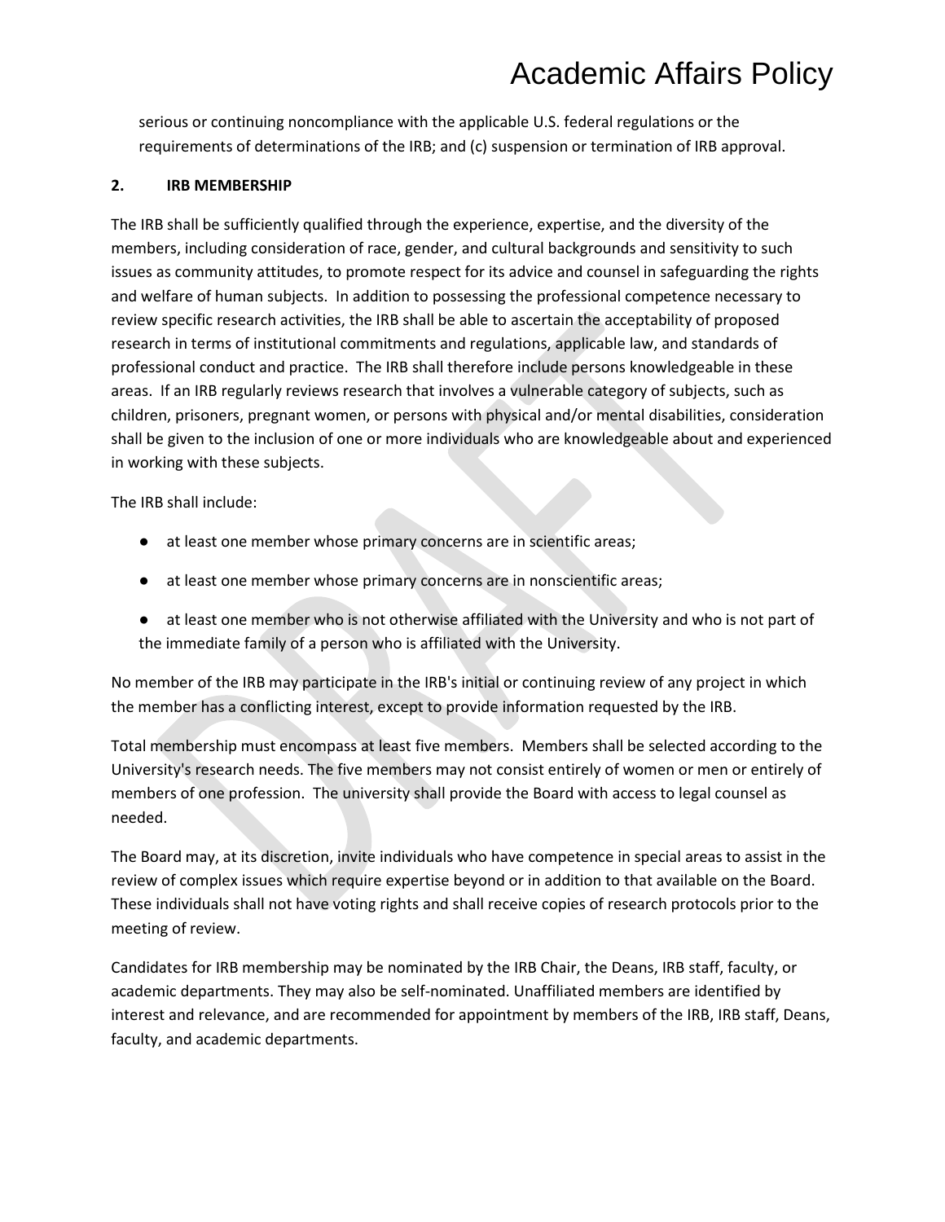serious or continuing noncompliance with the applicable U.S. federal regulations or the requirements of determinations of the IRB; and (c) suspension or termination of IRB approval.

**2. IRB MEMBERSHIP**

The IRB shall be sufficiently qualified through the experience, expertise, and the diversity of the members, including consideration of race, gender, and cultural backgrounds and sensitivity to such issues as community attitudes, to promote respect for its advice and counsel in safeguarding the rights and welfare of human subjects. In addition to possessing the professional competence necessary to review specific research activities, the IRB shall be able to ascertain the acceptability of proposed research in terms of institutional commitments and regulations, applicable law, and standards of professional conduct and practice. The IRB shall therefore include persons knowledgeable in these areas. If an IRB regularly reviews research that involves a vulnerable category of subjects, such as children, prisoners, pregnant women, or persons with physical and/or mental disabilities, consideration shall be given to the inclusion of one or more individuals who are knowledgeable about and experienced in working with these subjects.

The IRB shall include:

- at least one member whose primary concerns are in scientific areas;
- at least one member whose primary concerns are in nonscientific areas;
- at least one member who is not otherwise affiliated with the University and who is not part of the immediate family of a person who is affiliated with the University.

No member of the IRB may participate in the IRB's initial or continuing review of any project in which the member has a conflicting interest, except to provide information requested by the IRB.

Total membership must encompass at least five members. Members shall be selected according to the University's research needs. The five members may not consist entirely of women or men or entirely of members of one profession. The university shall provide the Board with access to legal counsel as needed.

The Board may, at its discretion, invite individuals who have competence in special areas to assist in the review of complex issues which require expertise beyond or in addition to that available on the Board. These individuals shall not have voting rights and shall receive copies of research protocols prior to the meeting of review.

Candidates for IRB membership may be nominated by the IRB Chair, the Deans, IRB staff, faculty, or academic departments. They may also be self-nominated. Unaffiliated members are identified by interest and relevance, and are recommended for appointment by members of the IRB, IRB staff, Deans, faculty, and academic departments.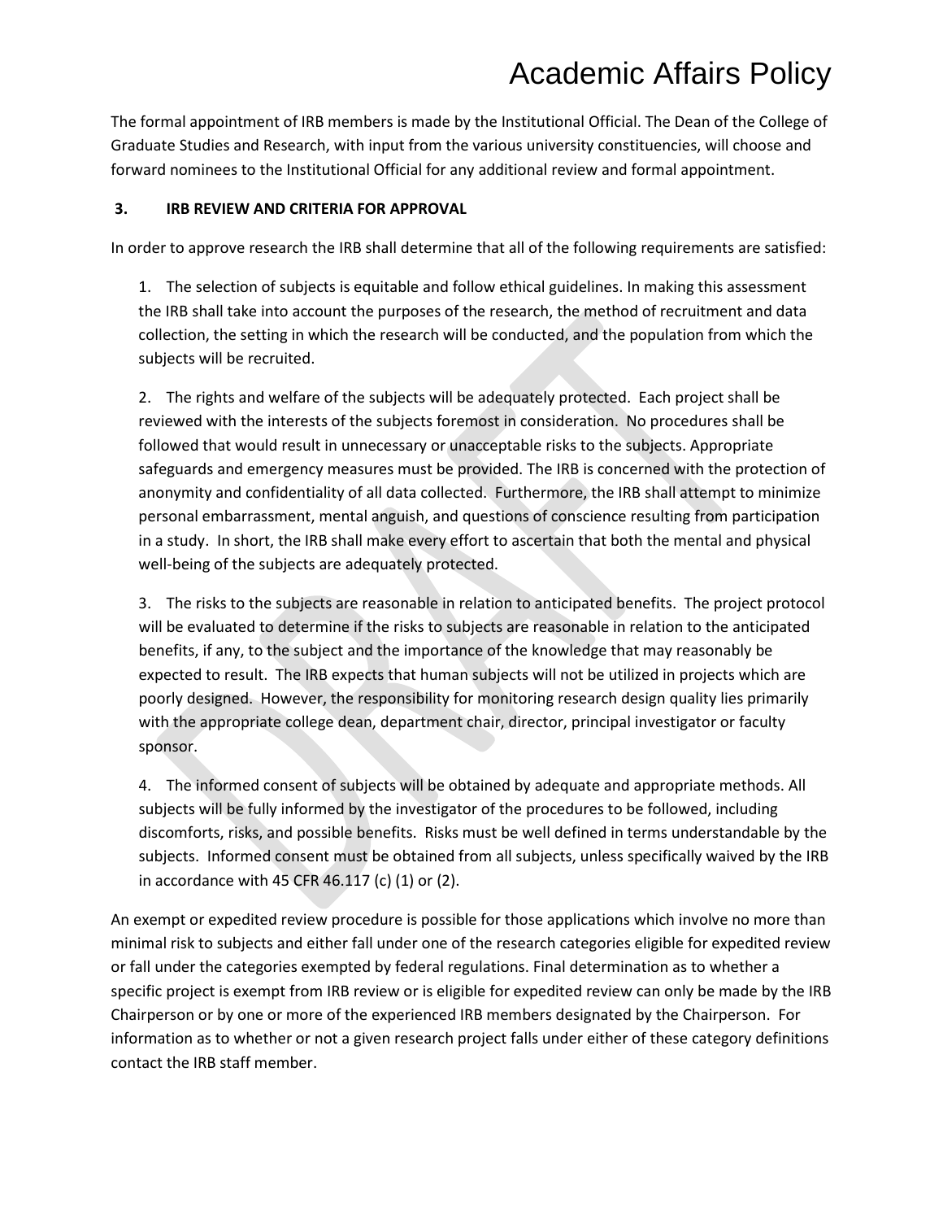The formal appointment of IRB members is made by the Institutional Official. The Dean of the College of Graduate Studies and Research, with input from the various university constituencies, will choose and forward nominees to the Institutional Official for any additional review and formal appointment.

## 3. IRB REVIEW AND CRITERIA FOR APPROVAL

In order to approve research the IRB shall determine that all of the following requirements are satisfied:

1. The selection of subjects is equitable and follow ethical guidelines. In making this assessment the IRB shall take into account the purposes of the research, the method of recruitment and data collection, the setting in which the research will be conducted, and the population from which the subjects will be recruited.

2. The rights and welfare of the subjects will be adequately protected. Each project shall be reviewed with the interests of the subjects foremost in consideration. No procedures shall be followed that would result in unnecessary or unacceptable risks to the subjects. Appropriate safeguards and emergency measures must be provided. The IRB is concerned with the protection of anonymity and confidentiality of all data collected. Furthermore, the IRB shall attempt to minimize personal embarrassment, mental anguish, and questions of conscience resulting from participation in a study. In short, the IRB shall make every effort to ascertain that both the mental and physical well-being of the subjects are adequately protected.

3. The risks to the subjects are reasonable in relation to anticipated benefits. The project protocol will be evaluated to determine if the risks to subjects are reasonable in relation to the anticipated benefits, if any, to the subject and the importance of the knowledge that may reasonably be expected to result. The IRB expects that human subjects will not be utilized in projects which are poorly designed. However, the responsibility for monitoring research design quality lies primarily with the appropriate college dean, department chair, director, principal investigator or faculty sponsor.

4. The informed consent of subjects will be obtained by adequate and appropriate methods. All subjects will be fully informed by the investigator of the procedures to be followed, including discomforts, risks, and possible benefits. Risks must be well defined in terms understandable by the subjects. Informed consent must be obtained from all subjects, unless specifically waived by the IRB in accordance with 45 CFR 46.117 (c) (1) or (2).

An exempt or expedited review procedure is possible for those applications which involve no more than minimal risk to subjects and either fall under one of the research categories eligible for expedited review or fall under the categories exempted by federal regulations. Final determination as to whether a specific project is exempt from IRB review or is eligible for expedited review can only be made by the IRB Chairperson or by one or more of the experienced IRB members designated by the Chairperson. For information as to whether or not a given research project falls under either of these category definitions contact the IRB staff member.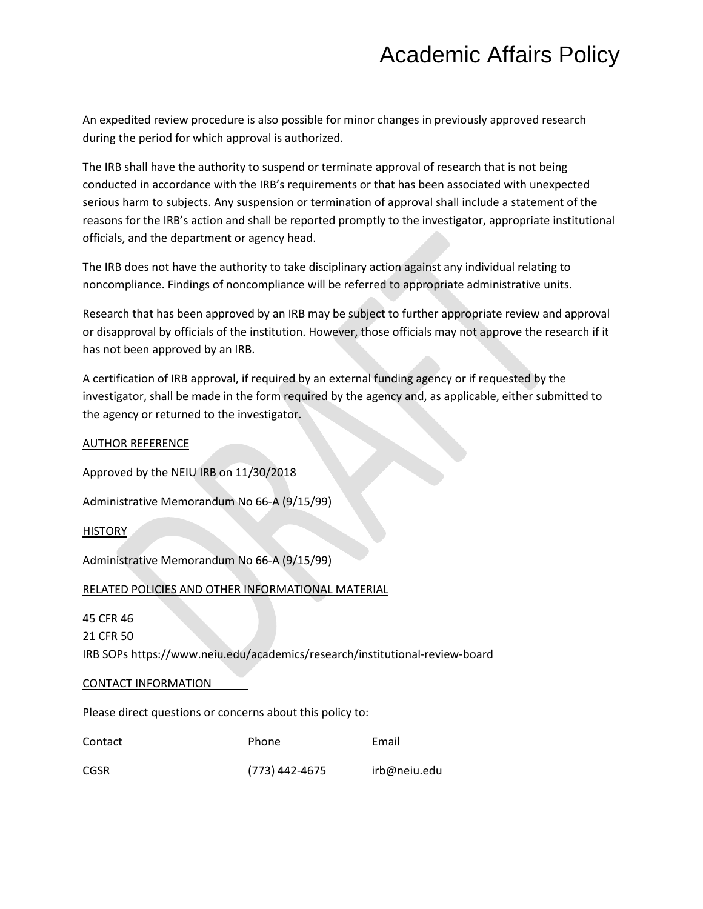An expedited review procedure is also possible for minor changes in previously approved research during the period for which approval is authorized.

The IRB shall have the authority to suspend or terminate approval of research that is not being conducted in accordance with the IRB's requirements or that has been associated with unexpected serious harm to subjects. Any suspension or termination of approval shall include a statement of the reasons for the IRB's action and shall be reported promptly to the investigator, appropriate institutional officials, and the department or agency head.

The IRB does not have the authority to take disciplinary action against any individual relating to noncompliance. Findings of noncompliance will be referred to appropriate administrative units.

Research that has been approved by an IRB may be subject to further appropriate review and approval or disapproval by officials of the institution. However, those officials may not approve the research if it has not been approved by an IRB.

A certification of IRB approval, if required by an external funding agency or if requested by the investigator, shall be made in the form required by the agency and, as applicable, either submitted to the agency or returned to the investigator.

AUTHOR REFERENCE

Approved by the NEIU IRB on 11/30/2018

Administrative Memorandum No 66-A (9/15/99)

HISTORY

Administrative Memorandum No 66-A (9/15/99)

RELATED POLICIES AND OTHER INFORMATIONAL MATERIAL

45 CFR 46
21 CFR 50
IRB SOPs https://www.neiu.edu/academics/research/institutional-review-board

CONTACT INFORMATION

Please direct questions or concerns about this policy to:

| Contact | Phone | Email |
|---|---|---|
| CGSR | (773) 442-4675 | irb@neiu.edu |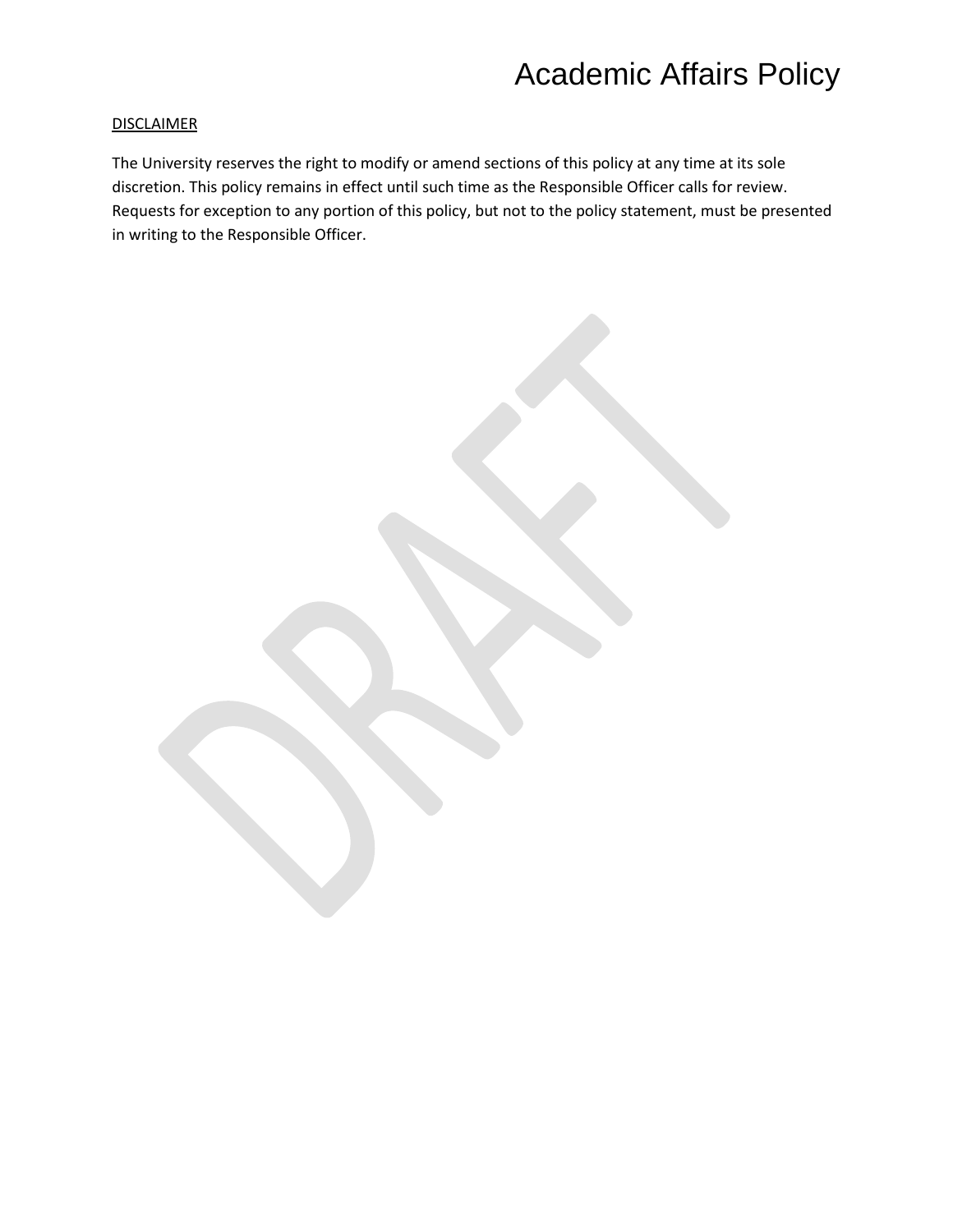DISCLAIMER

The University reserves the right to modify or amend sections of this policy at any time at its sole discretion. This policy remains in effect until such time as the Responsible Officer calls for review. Requests for exception to any portion of this policy, but not to the policy statement, must be presented in writing to the Responsible Officer.